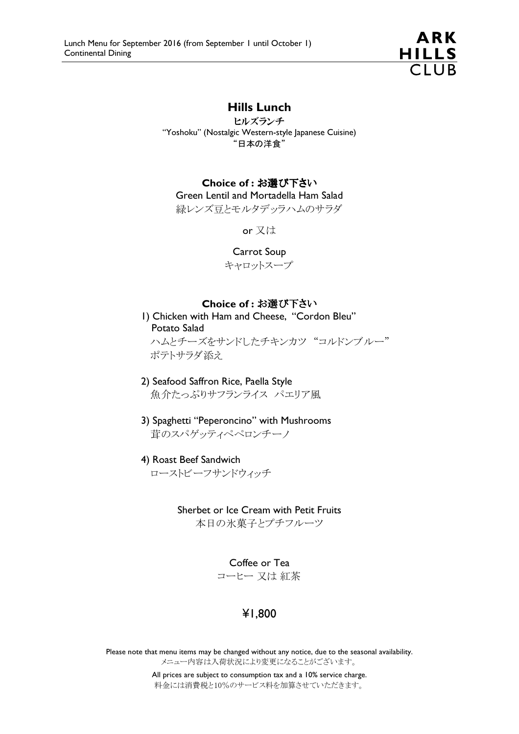Lunch Menu for September 2016 (from September 1 until October 1)
Continental Dining

ARK HILLS CLUB

# Hills Lunch

ヒルズランチ

"Yoshoku" (Nostalgic Western-style Japanese Cuisine)

"日本の洋食"

**Choice of : お選び下さい**

Green Lentil and Mortadella Ham Salad

緑レンズ豆とモルタデッラハムのサラダ

or 又は

Carrot Soup

キャロットスープ

**Choice of : お選び下さい**

1) Chicken with Ham and Cheese, "Cordon Bleu"
   Potato Salad
   ハムとチーズをサンドしたチキンカツ "コルドンブルー"
   ポテトサラダ添え

2) Seafood Saffron Rice, Paella Style
   魚介たっぷりサフランライス パエリア風

3) Spaghetti "Peperoncino" with Mushrooms
   茸のスパゲッティペペロンチーノ

4) Roast Beef Sandwich
   ローストビーフサンドウィッチ

Sherbet or Ice Cream with Petit Fruits

本日の氷菓子とプチフルーツ

Coffee or Tea

コーヒー 又は 紅茶

¥1,800

Please note that menu items may be changed without any notice, due to the seasonal availability.
メニュー内容は入荷状況により変更になることがございます。

All prices are subject to consumption tax and a 10% service charge.
料金には消費税と10%のサービス料を加算させていただきます。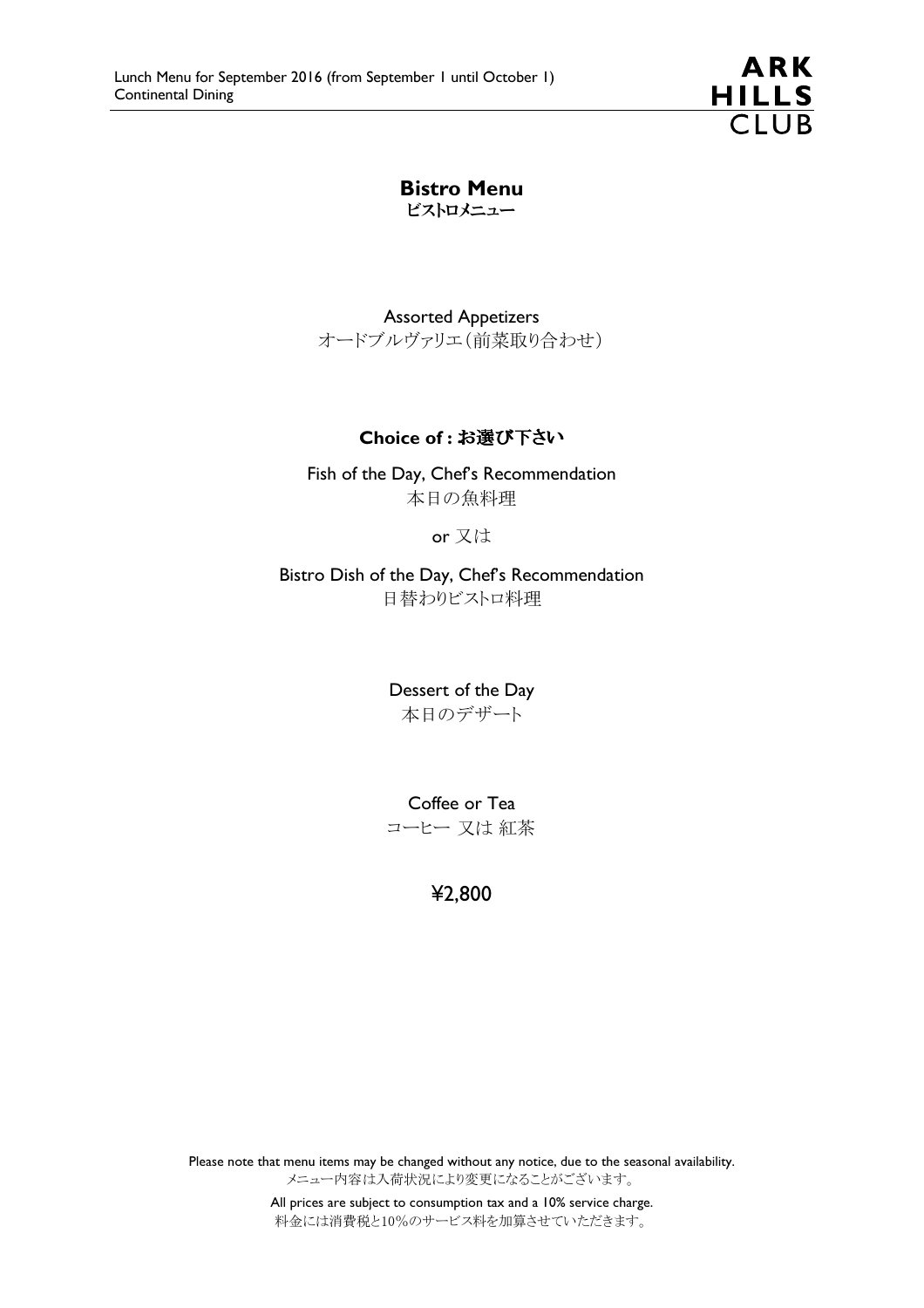# Bistro Menu
## ビストロメニュー

Assorted Appetizers
オードブルヴァリエ（前菜取り合わせ）

**Choice of : お選び下さい**

Fish of the Day, Chef's Recommendation
本日の魚料理

or 又は

Bistro Dish of the Day, Chef's Recommendation
日替わりビストロ料理

Dessert of the Day
本日のデザート

Coffee or Tea
コーヒー 又は 紅茶

¥2,800

Please note that menu items may be changed without any notice, due to the seasonal availability.
メニュー内容は入荷状況により変更になることがございます。

All prices are subject to consumption tax and a 10% service charge.
料金には消費税と10%のサービス料を加算させていただきます。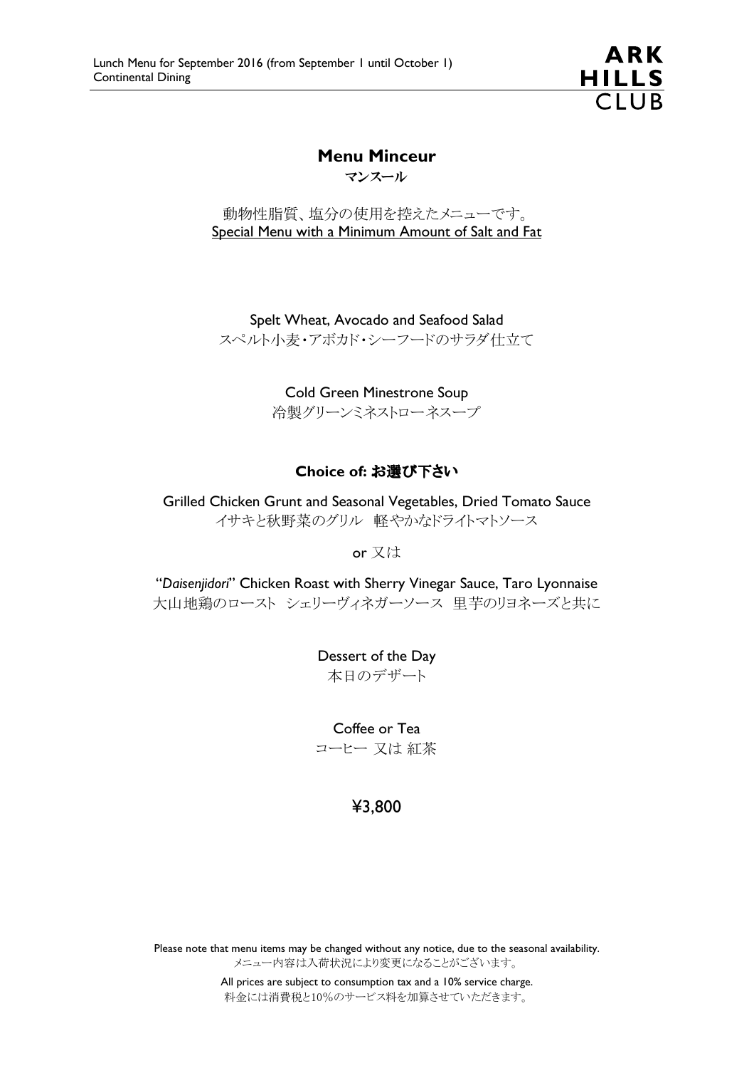## Menu Minceur

**マンスール**

動物性脂質、塩分の使用を控えたメニューです。

Special Menu with a Minimum Amount of Salt and Fat

Spelt Wheat, Avocado and Seafood Salad

スペルト小麦・アボカド・シーフードのサラダ仕立て

Cold Green Minestrone Soup

冷製グリーンミネストローネスープ

**Choice of: お選び下さい**

Grilled Chicken Grunt and Seasonal Vegetables, Dried Tomato Sauce

イサキと秋野菜のグリル　軽やかなドライトマトソース

or 又は

"*Daisenjidori*" Chicken Roast with Sherry Vinegar Sauce, Taro Lyonnaise

大山地鶏のロースト　シェリーヴィネガーソース　里芋のリヨネーズと共に

Dessert of the Day

本日のデザート

Coffee or Tea

コーヒー 又は 紅茶

¥3,800

Please note that menu items may be changed without any notice, due to the seasonal availability.

メニュー内容は入荷状況により変更になることがございます。

All prices are subject to consumption tax and a 10% service charge.

料金には消費税と10%のサービス料を加算させていただきます。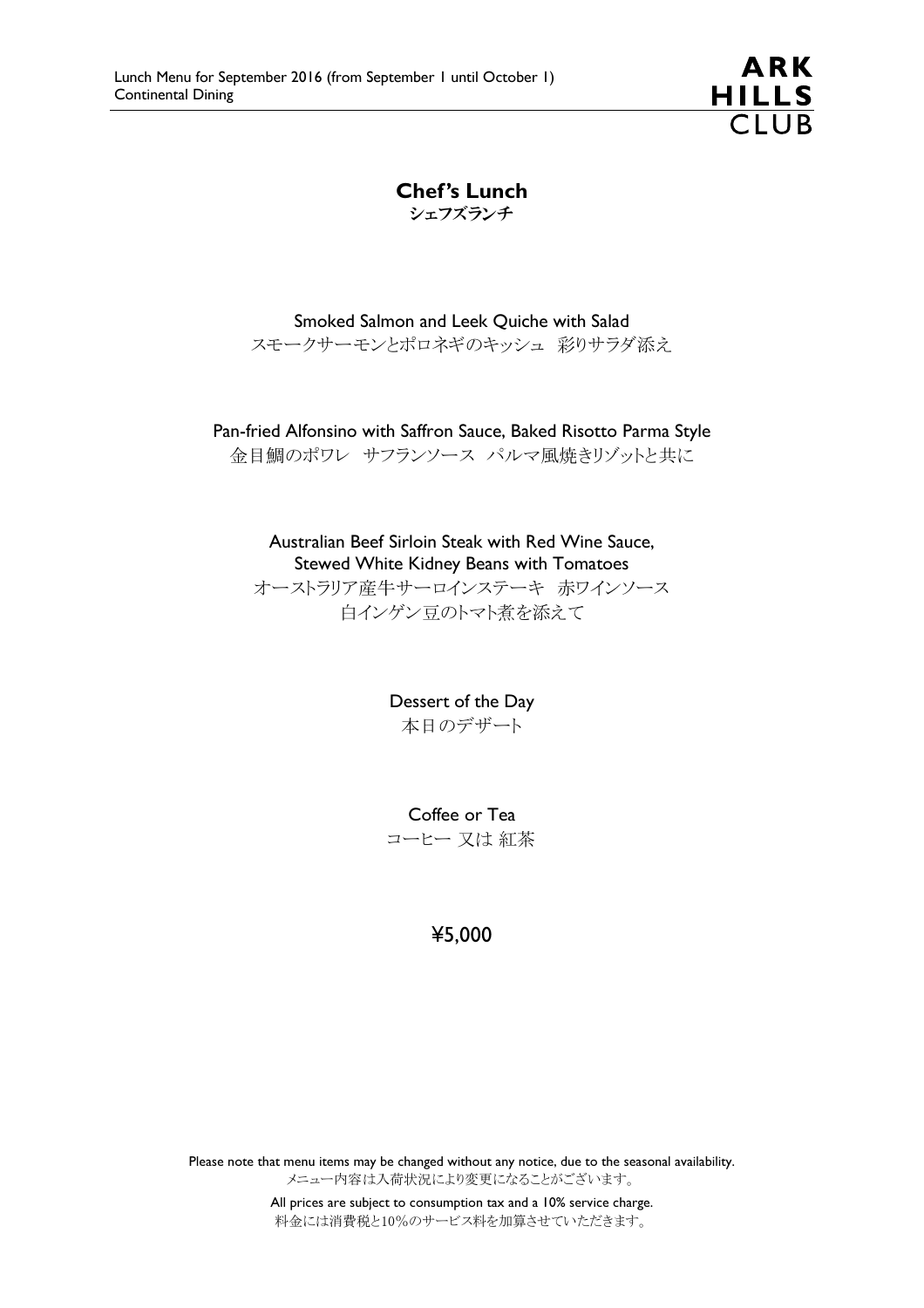# Chef's Lunch
**シェフズランチ**

Smoked Salmon and Leek Quiche with Salad
スモークサーモンとポロネギのキッシュ　彩りサラダ添え

Pan-fried Alfonsino with Saffron Sauce, Baked Risotto Parma Style
金目鯛のポワレ　サフランソース　パルマ風焼きリゾットと共に

Australian Beef Sirloin Steak with Red Wine Sauce,
Stewed White Kidney Beans with Tomatoes
オーストラリア産牛サーロインステーキ　赤ワインソース
白インゲン豆のトマト煮を添えて

Dessert of the Day
本日のデザート

Coffee or Tea
コーヒー 又は 紅茶

¥5,000

Please note that menu items may be changed without any notice, due to the seasonal availability.
メニュー内容は入荷状況により変更になることがございます。

All prices are subject to consumption tax and a 10% service charge.
料金には消費税と10%のサービス料を加算させていただきます。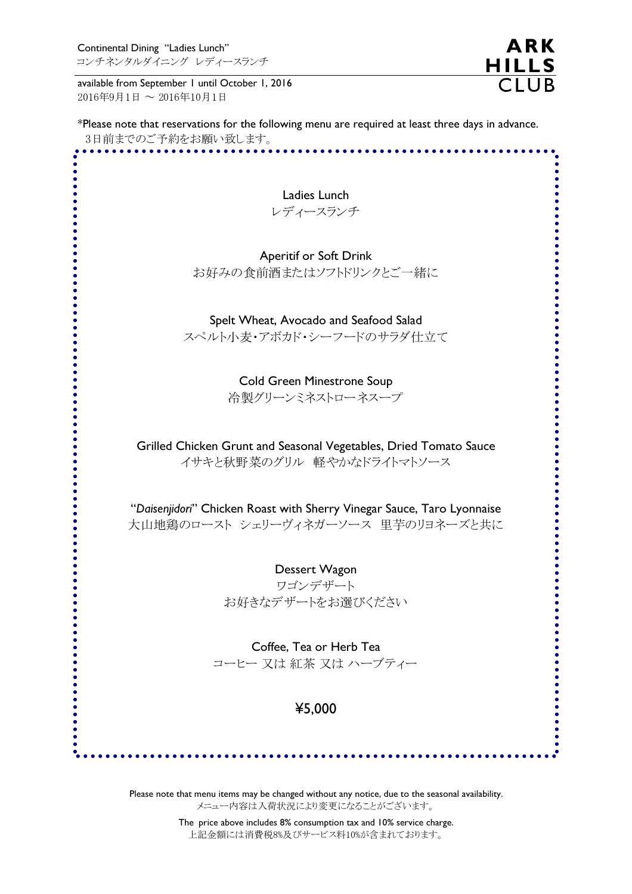Continental Dining "Ladies Lunch"
コンチネンタルダイニング レディースランチ

**ARK HILLS CLUB**

available from September 1 until October 1, 2016
2016年9月1日 ～ 2016年10月1日

*Please note that reservations for the following menu are required at least three days in advance.
3日前までのご予約をお願い致します。

## Ladies Lunch
レディースランチ

Aperitif or Soft Drink
お好みの食前酒またはソフトドリンクとご一緒に

Spelt Wheat, Avocado and Seafood Salad
スペルト小麦・アボカド・シーフードのサラダ仕立て

Cold Green Minestrone Soup
冷製グリーンミネストローネスープ

Grilled Chicken Grunt and Seasonal Vegetables, Dried Tomato Sauce
イサキと秋野菜のグリル 軽やかなドライトマトソース

"*Daisenjidori*" Chicken Roast with Sherry Vinegar Sauce, Taro Lyonnaise
大山地鶏のロースト シェリーヴィネガーソース 里芋のリヨネーズと共に

Dessert Wagon
ワゴンデザート
お好きなデザートをお選びください

Coffee, Tea or Herb Tea
コーヒー 又は 紅茶 又は ハーブティー

¥5,000

Please note that menu items may be changed without any notice, due to the seasonal availability.
メニュー内容は入荷状況により変更になることがございます。

The price above includes 8% consumption tax and 10% service charge.
上記金額には消費税8%及びサービス料10%が含まれております。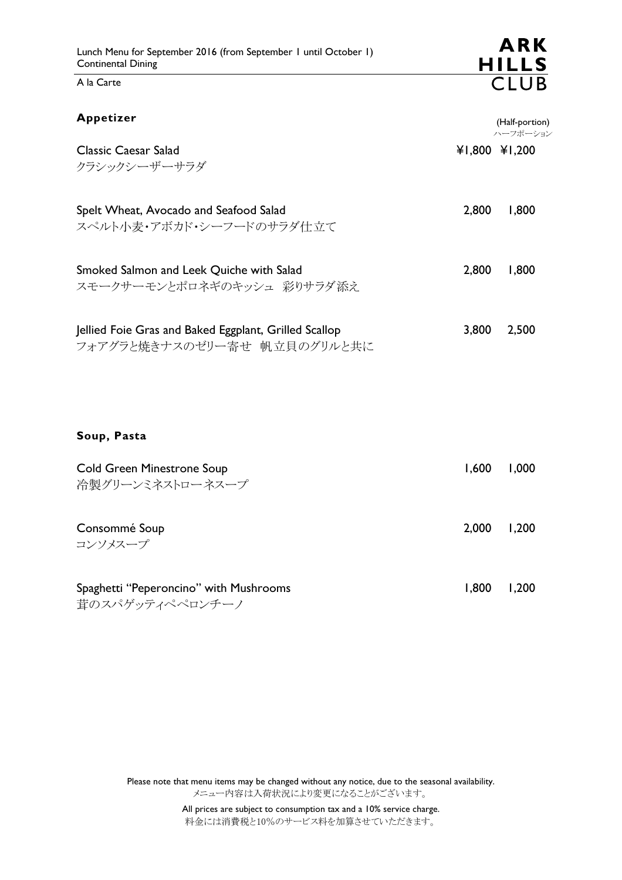Lunch Menu for September 2016 (from September 1 until October 1)
Continental Dining

A la Carte

**ARK HILLS CLUB**

## Appetizer

| | | (Half-portion) ハーフポーション |
|---|---|---|
| Classic Caesar Salad<br>クラシックシーザーサラダ | ¥1,800 | ¥1,200 |
| Spelt Wheat, Avocado and Seafood Salad<br>スペルト小麦・アボカド・シーフードのサラダ仕立て | 2,800 | 1,800 |
| Smoked Salmon and Leek Quiche with Salad<br>スモークサーモンとポロネギのキッシュ　彩りサラダ添え | 2,800 | 1,800 |
| Jellied Foie Gras and Baked Eggplant, Grilled Scallop<br>フォアグラと焼きナスのゼリー寄せ　帆立貝のグリルと共に | 3,800 | 2,500 |

## Soup, Pasta

| | | |
|---|---|---|
| Cold Green Minestrone Soup<br>冷製グリーンミネストローネスープ | 1,600 | 1,000 |
| Consommé Soup<br>コンソメスープ | 2,000 | 1,200 |
| Spaghetti "Peperoncino" with Mushrooms<br>茸のスパゲッティペペロンチーノ | 1,800 | 1,200 |

Please note that menu items may be changed without any notice, due to the seasonal availability.
メニュー内容は入荷状況により変更になることがございます。

All prices are subject to consumption tax and a 10% service charge.
料金には消費税と10%のサービス料を加算させていただきます。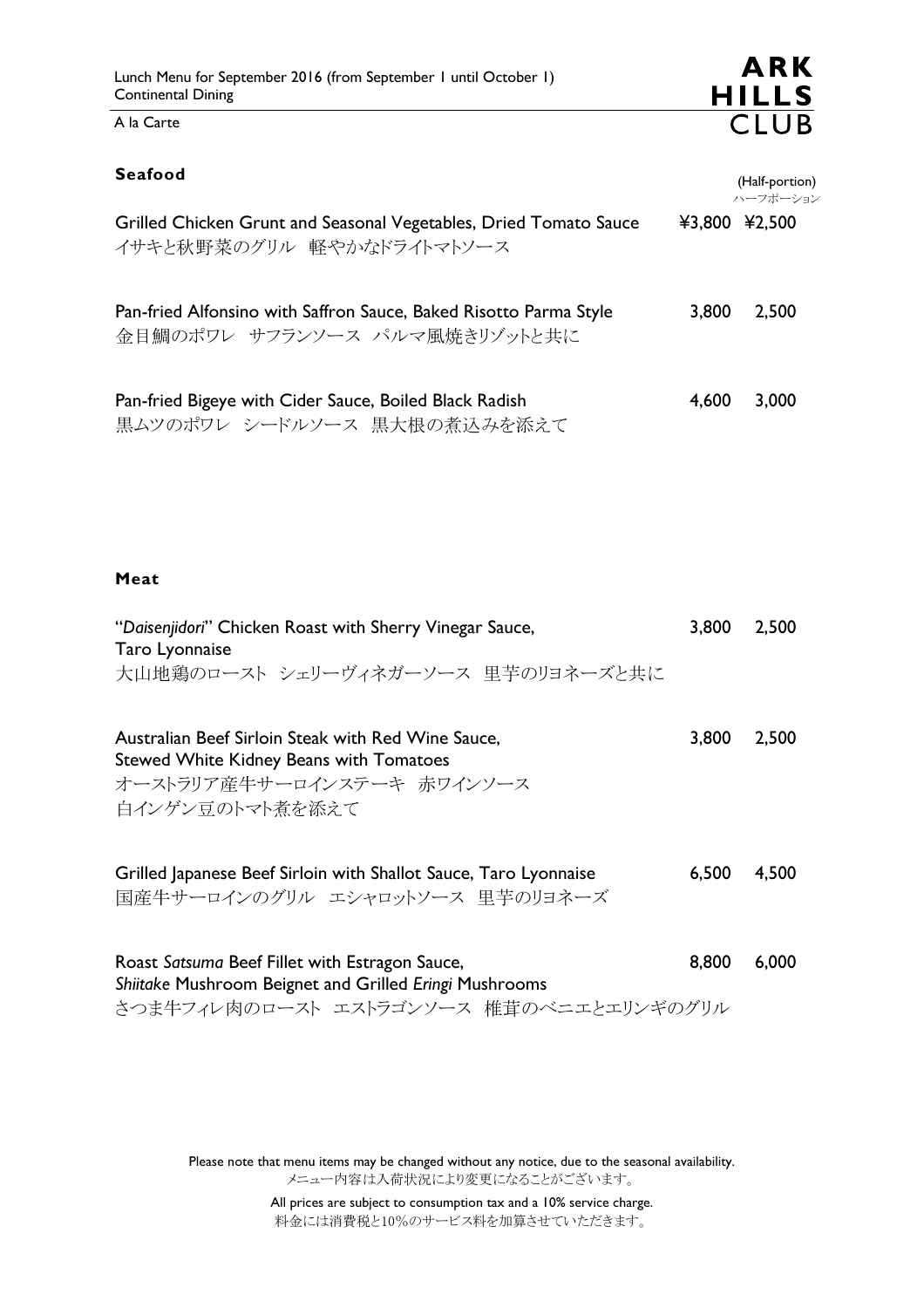Lunch Menu for September 2016 (from September 1 until October 1)
Continental Dining

A la Carte

## Seafood

| | | (Half-portion) ハーフポーション |
|---|---|---|
| Grilled Chicken Grunt and Seasonal Vegetables, Dried Tomato Sauce<br>イサキと秋野菜のグリル　軽やかなドライトマトソース | ¥3,800 | ¥2,500 |
| Pan-fried Alfonsino with Saffron Sauce, Baked Risotto Parma Style<br>金目鯛のポワレ　サフランソース　パルマ風焼きリゾットと共に | 3,800 | 2,500 |
| Pan-fried Bigeye with Cider Sauce, Boiled Black Radish<br>黒ムツのポワレ　シードルソース　黒大根の煮込みを添えて | 4,600 | 3,000 |

## Meat

| | | |
|---|---|---|
| "*Daisenjidori*" Chicken Roast with Sherry Vinegar Sauce, Taro Lyonnaise<br>大山地鶏のロースト　シェリーヴィネガーソース　里芋のリヨネーズと共に | 3,800 | 2,500 |
| Australian Beef Sirloin Steak with Red Wine Sauce, Stewed White Kidney Beans with Tomatoes<br>オーストラリア産牛サーロインステーキ　赤ワインソース　白インゲン豆のトマト煮を添えて | 3,800 | 2,500 |
| Grilled Japanese Beef Sirloin with Shallot Sauce, Taro Lyonnaise<br>国産牛サーロインのグリル　エシャロットソース　里芋のリヨネーズ | 6,500 | 4,500 |
| Roast *Satsuma* Beef Fillet with Estragon Sauce, *Shiitake* Mushroom Beignet and Grilled *Eringi* Mushrooms<br>さつま牛フィレ肉のロースト　エストラゴンソース　椎茸のベニエとエリンギのグリル | 8,800 | 6,000 |

Please note that menu items may be changed without any notice, due to the seasonal availability.
メニュー内容は入荷状況により変更になることがございます。

All prices are subject to consumption tax and a 10% service charge.
料金には消費税と10%のサービス料を加算させていただきます。